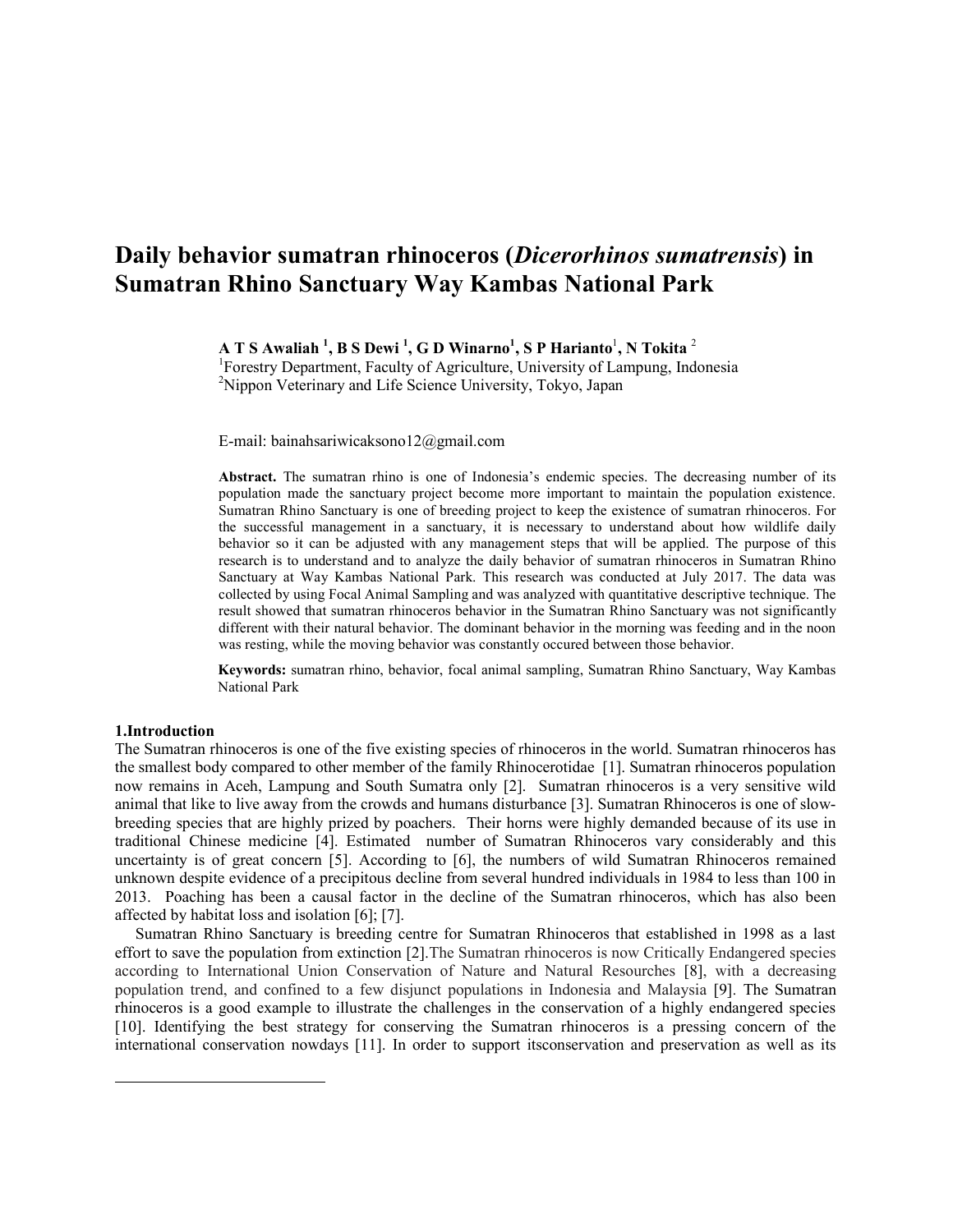# Daily behavior sumatran rhinoceros (*Dicerorhinos sumatrensis*) in Sumatran Rhino Sanctuary Way Kambas National Park

**A T S Awaliah [1], B S Dewi [1], G D Winarno[1], S P Harianto[1], N Tokita [2]**

[1]Forestry Department, Faculty of Agriculture, University of Lampung, Indonesia
[2]Nippon Veterinary and Life Science University, Tokyo, Japan

E-mail: bainahsariwicaksono12@gmail.com

**Abstract.** The sumatran rhino is one of Indonesia's endemic species. The decreasing number of its population made the sanctuary project become more important to maintain the population existence. Sumatran Rhino Sanctuary is one of breeding project to keep the existence of sumatran rhinoceros. For the successful management in a sanctuary, it is necessary to understand about how wildlife daily behavior so it can be adjusted with any management steps that will be applied. The purpose of this research is to understand and to analyze the daily behavior of sumatran rhinoceros in Sumatran Rhino Sanctuary at Way Kambas National Park. This research was conducted at July 2017. The data was collected by using Focal Animal Sampling and was analyzed with quantitative descriptive technique. The result showed that sumatran rhinoceros behavior in the Sumatran Rhino Sanctuary was not significantly different with their natural behavior. The dominant behavior in the morning was feeding and in the noon was resting, while the moving behavior was constantly occured between those behavior.

**Keywords:** sumatran rhino, behavior, focal animal sampling, Sumatran Rhino Sanctuary, Way Kambas National Park

## 1.Introduction

The Sumatran rhinoceros is one of the five existing species of rhinoceros in the world. Sumatran rhinoceros has the smallest body compared to other member of the family Rhinocerotidae [1]. Sumatran rhinoceros population now remains in Aceh, Lampung and South Sumatra only [2]. Sumatran rhinoceros is a very sensitive wild animal that like to live away from the crowds and humans disturbance [3]. Sumatran Rhinoceros is one of slow-breeding species that are highly prized by poachers. Their horns were highly demanded because of its use in traditional Chinese medicine [4]. Estimated number of Sumatran Rhinoceros vary considerably and this uncertainty is of great concern [5]. According to [6], the numbers of wild Sumatran Rhinoceros remained unknown despite evidence of a precipitous decline from several hundred individuals in 1984 to less than 100 in 2013. Poaching has been a causal factor in the decline of the Sumatran rhinoceros, which has also been affected by habitat loss and isolation [6]; [7].

Sumatran Rhino Sanctuary is breeding centre for Sumatran Rhinoceros that established in 1998 as a last effort to save the population from extinction [2].The Sumatran rhinoceros is now Critically Endangered species according to International Union Conservation of Nature and Natural Resources [8], with a decreasing population trend, and confined to a few disjunct populations in Indonesia and Malaysia [9]. The Sumatran rhinoceros is a good example to illustrate the challenges in the conservation of a highly endangered species [10]. Identifying the best strategy for conserving the Sumatran rhinoceros is a pressing concern of the international conservation nowdays [11]. In order to support itsconservation and preservation as well as its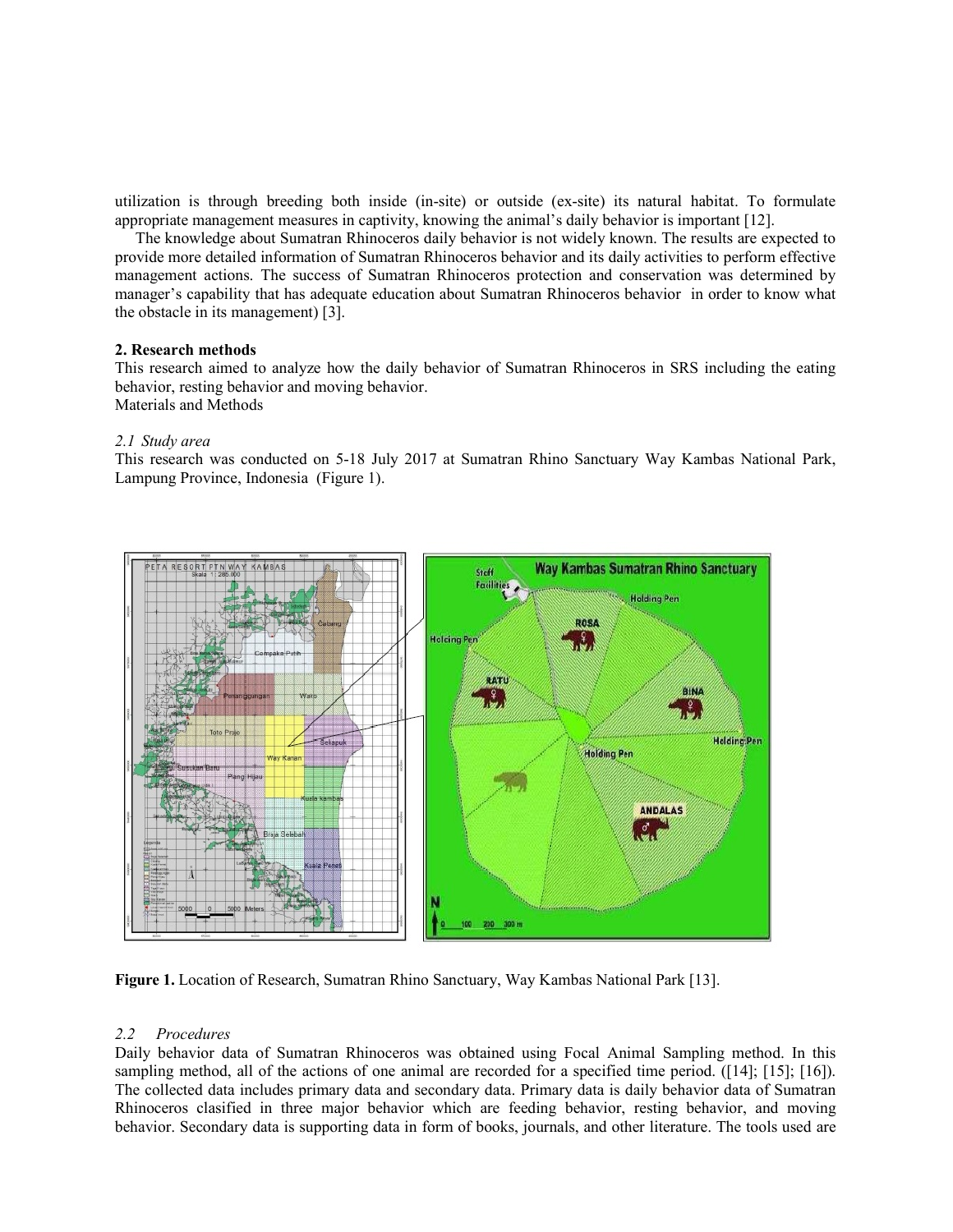utilization is through breeding both inside (in-site) or outside (ex-site) its natural habitat. To formulate appropriate management measures in captivity, knowing the animal's daily behavior is important [12].

The knowledge about Sumatran Rhinoceros daily behavior is not widely known. The results are expected to provide more detailed information of Sumatran Rhinoceros behavior and its daily activities to perform effective management actions. The success of Sumatran Rhinoceros protection and conservation was determined by manager's capability that has adequate education about Sumatran Rhinoceros behavior in order to know what the obstacle in its management) [3].

## 2. Research methods

This research aimed to analyze how the daily behavior of Sumatran Rhinoceros in SRS including the eating behavior, resting behavior and moving behavior.

Materials and Methods

### *2.1 Study area*

This research was conducted on 5-18 July 2017 at Sumatran Rhino Sanctuary Way Kambas National Park, Lampung Province, Indonesia (Figure 1).

**Figure 1.** Location of Research, Sumatran Rhino Sanctuary, Way Kambas National Park [13].

### *2.2 Procedures*

Daily behavior data of Sumatran Rhinoceros was obtained using Focal Animal Sampling method. In this sampling method, all of the actions of one animal are recorded for a specified time period. ([14]; [15]; [16]). The collected data includes primary data and secondary data. Primary data is daily behavior data of Sumatran Rhinoceros clasified in three major behavior which are feeding behavior, resting behavior, and moving behavior. Secondary data is supporting data in form of books, journals, and other literature. The tools used are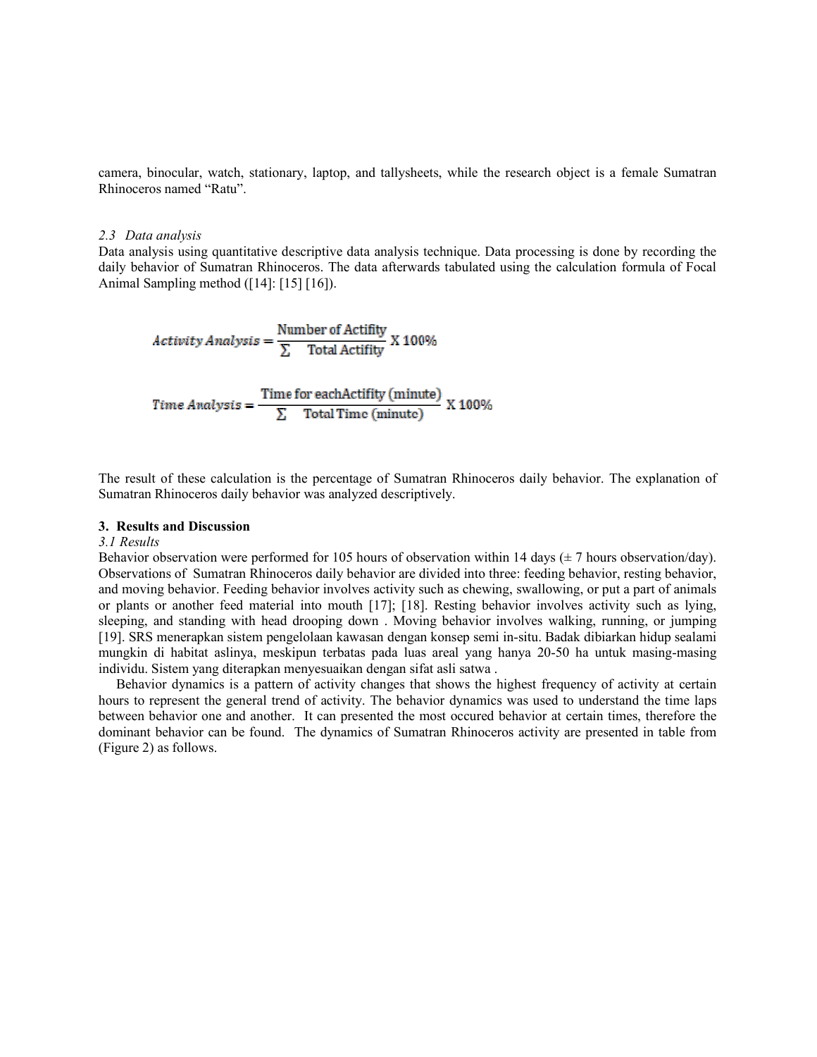camera, binocular, watch, stationary, laptop, and tallysheets, while the research object is a female Sumatran Rhinoceros named "Ratu".

### *2.3 Data analysis*

Data analysis using quantitative descriptive data analysis technique. Data processing is done by recording the daily behavior of Sumatran Rhinoceros. The data afterwards tabulated using the calculation formula of Focal Animal Sampling method ([14]: [15] [16]).

$$\textit{Activity Analysis} = \frac{\text{Number of Actifity}}{\sum \quad \text{Total Actifity}} \text{ X } 100\%$$

$$\textit{Time Analysis} = \frac{\text{Time for eachActifity (minute)}}{\sum \quad \text{Total Time (minute)}} \text{ X } 100\%$$

The result of these calculation is the percentage of Sumatran Rhinoceros daily behavior. The explanation of Sumatran Rhinoceros daily behavior was analyzed descriptively.

## 3. Results and Discussion

### *3.1 Results*

Behavior observation were performed for 105 hours of observation within 14 days (± 7 hours observation/day). Observations of Sumatran Rhinoceros daily behavior are divided into three: feeding behavior, resting behavior, and moving behavior. Feeding behavior involves activity such as chewing, swallowing, or put a part of animals or plants or another feed material into mouth [17]; [18]. Resting behavior involves activity such as lying, sleeping, and standing with head drooping down . Moving behavior involves walking, running, or jumping [19]. SRS menerapkan sistem pengelolaan kawasan dengan konsep semi in-situ. Badak dibiarkan hidup sealami mungkin di habitat aslinya, meskipun terbatas pada luas areal yang hanya 20-50 ha untuk masing-masing individu. Sistem yang diterapkan menyesuaikan dengan sifat asli satwa .

Behavior dynamics is a pattern of activity changes that shows the highest frequency of activity at certain hours to represent the general trend of activity. The behavior dynamics was used to understand the time laps between behavior one and another. It can presented the most occured behavior at certain times, therefore the dominant behavior can be found. The dynamics of Sumatran Rhinoceros activity are presented in table from (Figure 2) as follows.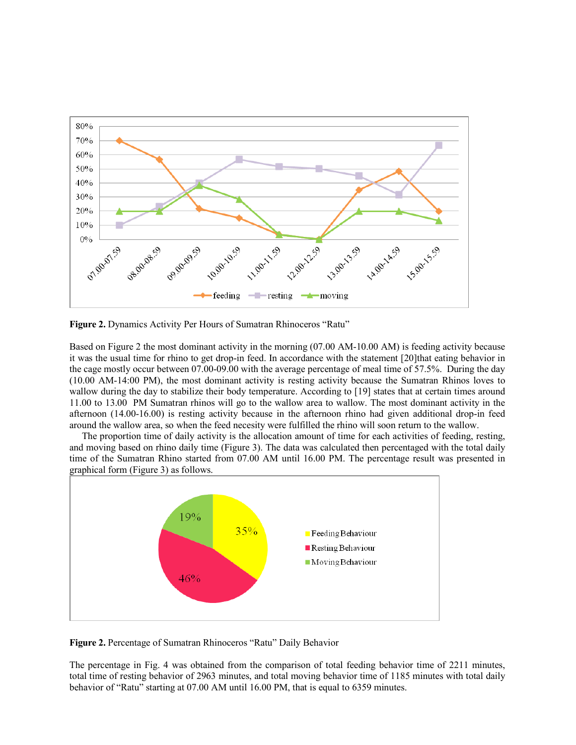**Figure 2.** Dynamics Activity Per Hours of Sumatran Rhinoceros "Ratu"

Based on Figure 2 the most dominant activity in the morning (07.00 AM-10.00 AM) is feeding activity because it was the usual time for rhino to get drop-in feed. In accordance with the statement [20]that eating behavior in the cage mostly occur between 07.00-09.00 with the average percentage of meal time of 57.5%. During the day (10.00 AM-14:00 PM), the most dominant activity is resting activity because the Sumatran Rhinos loves to wallow during the day to stabilize their body temperature. According to [19] states that at certain times around 11.00 to 13.00 PM Sumatran rhinos will go to the wallow area to wallow. The most dominant activity in the afternoon (14.00-16.00) is resting activity because in the afternoon rhino had given additional drop-in feed around the wallow area, so when the feed necesity were fulfilled the rhino will soon return to the wallow.

The proportion time of daily activity is the allocation amount of time for each activities of feeding, resting, and moving based on rhino daily time (Figure 3). The data was calculated then percentaged with the total daily time of the Sumatran Rhino started from 07.00 AM until 16.00 PM. The percentage result was presented in graphical form (Figure 3) as follows.

**Figure 2.** Percentage of Sumatran Rhinoceros "Ratu" Daily Behavior

The percentage in Fig. 4 was obtained from the comparison of total feeding behavior time of 2211 minutes, total time of resting behavior of 2963 minutes, and total moving behavior time of 1185 minutes with total daily behavior of "Ratu" starting at 07.00 AM until 16.00 PM, that is equal to 6359 minutes.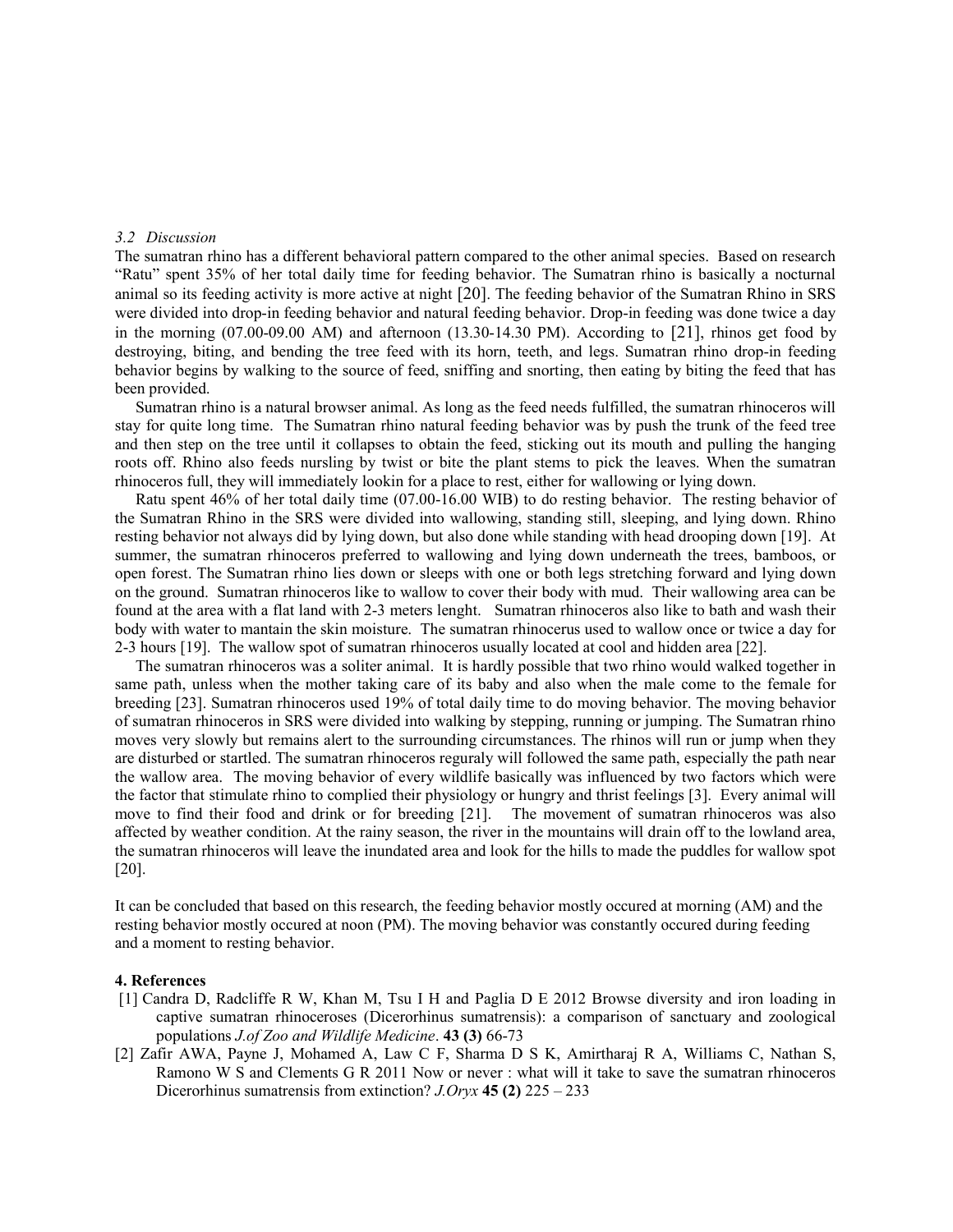### *3.2 Discussion*

The sumatran rhino has a different behavioral pattern compared to the other animal species. Based on research "Ratu" spent 35% of her total daily time for feeding behavior. The Sumatran rhino is basically a nocturnal animal so its feeding activity is more active at night [20]. The feeding behavior of the Sumatran Rhino in SRS were divided into drop-in feeding behavior and natural feeding behavior. Drop-in feeding was done twice a day in the morning (07.00-09.00 AM) and afternoon (13.30-14.30 PM). According to [21], rhinos get food by destroying, biting, and bending the tree feed with its horn, teeth, and legs. Sumatran rhino drop-in feeding behavior begins by walking to the source of feed, sniffing and snorting, then eating by biting the feed that has been provided.

Sumatran rhino is a natural browser animal. As long as the feed needs fulfilled, the sumatran rhinoceros will stay for quite long time. The Sumatran rhino natural feeding behavior was by push the trunk of the feed tree and then step on the tree until it collapses to obtain the feed, sticking out its mouth and pulling the hanging roots off. Rhino also feeds nursling by twist or bite the plant stems to pick the leaves. When the sumatran rhinoceros full, they will immediately lookin for a place to rest, either for wallowing or lying down.

Ratu spent 46% of her total daily time (07.00-16.00 WIB) to do resting behavior. The resting behavior of the Sumatran Rhino in the SRS were divided into wallowing, standing still, sleeping, and lying down. Rhino resting behavior not always did by lying down, but also done while standing with head drooping down [19]. At summer, the sumatran rhinoceros preferred to wallowing and lying down underneath the trees, bamboos, or open forest. The Sumatran rhino lies down or sleeps with one or both legs stretching forward and lying down on the ground. Sumatran rhinoceros like to wallow to cover their body with mud. Their wallowing area can be found at the area with a flat land with 2-3 meters lenght. Sumatran rhinoceros also like to bath and wash their body with water to mantain the skin moisture. The sumatran rhinocerus used to wallow once or twice a day for 2-3 hours [19]. The wallow spot of sumatran rhinoceros usually located at cool and hidden area [22].

The sumatran rhinoceros was a soliter animal. It is hardly possible that two rhino would walked together in same path, unless when the mother taking care of its baby and also when the male come to the female for breeding [23]. Sumatran rhinoceros used 19% of total daily time to do moving behavior. The moving behavior of sumatran rhinoceros in SRS were divided into walking by stepping, running or jumping. The Sumatran rhino moves very slowly but remains alert to the surrounding circumstances. The rhinos will run or jump when they are disturbed or startled. The sumatran rhinoceros reguraly will followed the same path, especially the path near the wallow area. The moving behavior of every wildlife basically was influenced by two factors which were the factor that stimulate rhino to complied their physiology or hungry and thrist feelings [3]. Every animal will move to find their food and drink or for breeding [21]. The movement of sumatran rhinoceros was also affected by weather condition. At the rainy season, the river in the mountains will drain off to the lowland area, the sumatran rhinoceros will leave the inundated area and look for the hills to made the puddles for wallow spot [20].

It can be concluded that based on this research, the feeding behavior mostly occured at morning (AM) and the resting behavior mostly occured at noon (PM). The moving behavior was constantly occured during feeding and a moment to resting behavior.

## 4. References

[1] Candra D, Radcliffe R W, Khan M, Tsu I H and Paglia D E 2012 Browse diversity and iron loading in captive sumatran rhinoceroses (Dicerorhinus sumatrensis): a comparison of sanctuary and zoological populations *J.of Zoo and Wildlife Medicine*. **43 (3)** 66-73

[2] Zafir AWA, Payne J, Mohamed A, Law C F, Sharma D S K, Amirtharaj R A, Williams C, Nathan S, Ramono W S and Clements G R 2011 Now or never : what will it take to save the sumatran rhinoceros Dicerorhinus sumatrensis from extinction? *J.Oryx* **45 (2)** 225 – 233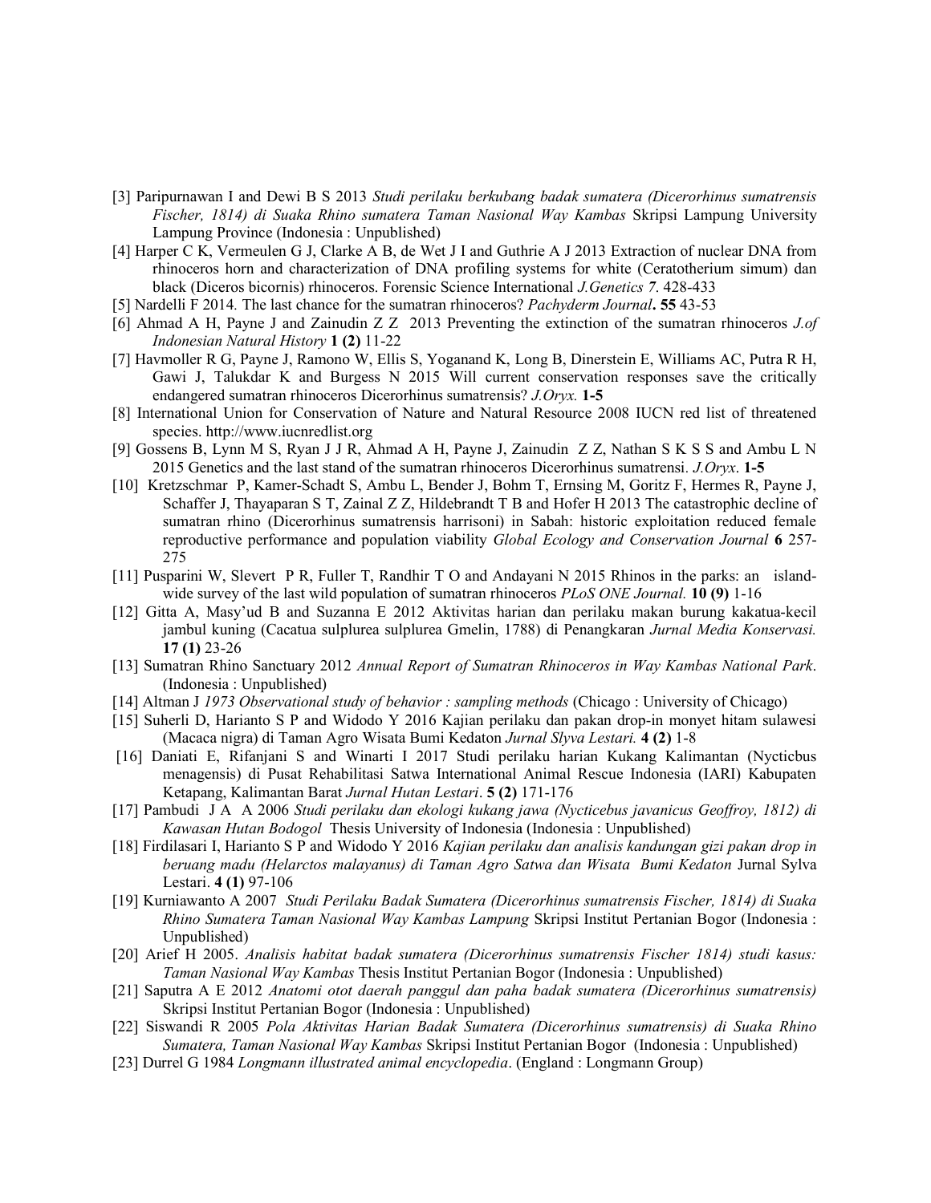[3] Paripurnawan I and Dewi B S 2013 *Studi perilaku berkubang badak sumatera (Dicerorhinus sumatrensis Fischer, 1814) di Suaka Rhino sumatera Taman Nasional Way Kambas* Skripsi Lampung University Lampung Province (Indonesia : Unpublished)

[4] Harper C K, Vermeulen G J, Clarke A B, de Wet J I and Guthrie A J 2013 Extraction of nuclear DNA from rhinoceros horn and characterization of DNA profiling systems for white (Ceratotherium simum) dan black (Diceros bicornis) rhinoceros. Forensic Science International *J.Genetics 7*. 428-433

[5] Nardelli F 2014. The last chance for the sumatran rhinoceros? *Pachyderm Journal*. **55** 43-53

[6] Ahmad A H, Payne J and Zainudin Z Z 2013 Preventing the extinction of the sumatran rhinoceros *J.of Indonesian Natural History* **1 (2)** 11-22

[7] Havmoller R G, Payne J, Ramono W, Ellis S, Yoganand K, Long B, Dinerstein E, Williams AC, Putra R H, Gawi J, Talukdar K and Burgess N 2015 Will current conservation responses save the critically endangered sumatran rhinoceros Dicerorhinus sumatrensis? *J.Oryx.* **1-5**

[8] International Union for Conservation of Nature and Natural Resource 2008 IUCN red list of threatened species. http://www.iucnredlist.org

[9] Gossens B, Lynn M S, Ryan J J R, Ahmad A H, Payne J, Zainudin Z Z, Nathan S K S S and Ambu L N 2015 Genetics and the last stand of the sumatran rhinoceros Dicerorhinus sumatrensi. *J.Oryx*. **1-5**

[10] Kretzschmar P, Kamer-Schadt S, Ambu L, Bender J, Bohm T, Ernsing M, Goritz F, Hermes R, Payne J, Schaffer J, Thayaparan S T, Zainal Z Z, Hildebrandt T B and Hofer H 2013 The catastrophic decline of sumatran rhino (Dicerorhinus sumatrensis harrisoni) in Sabah: historic exploitation reduced female reproductive performance and population viability *Global Ecology and Conservation Journal* **6** 257-275

[11] Pusparini W, Slevert P R, Fuller T, Randhir T O and Andayani N 2015 Rhinos in the parks: an island-wide survey of the last wild population of sumatran rhinoceros *PLoS ONE Journal.* **10 (9)** 1-16

[12] Gitta A, Masy'ud B and Suzanna E 2012 Aktivitas harian dan perilaku makan burung kakatua-kecil jambul kuning (Cacatua sulplurea sulplurea Gmelin, 1788) di Penangkaran *Jurnal Media Konservasi.* **17 (1)** 23-26

[13] Sumatran Rhino Sanctuary 2012 *Annual Report of Sumatran Rhinoceros in Way Kambas National Park*. (Indonesia : Unpublished)

[14] Altman J *1973 Observational study of behavior : sampling methods* (Chicago : University of Chicago)

[15] Suherli D, Harianto S P and Widodo Y 2016 Kajian perilaku dan pakan drop-in monyet hitam sulawesi (Macaca nigra) di Taman Agro Wisata Bumi Kedaton *Jurnal Slyva Lestari.* **4 (2)** 1-8

[16] Daniati E, Rifanjani S and Winarti I 2017 Studi perilaku harian Kukang Kalimantan (Nycticbus menagensis) di Pusat Rehabilitasi Satwa International Animal Rescue Indonesia (IARI) Kabupaten Ketapang, Kalimantan Barat *Jurnal Hutan Lestari*. **5 (2)** 171-176

[17] Pambudi J A A 2006 *Studi perilaku dan ekologi kukang jawa (Nycticebus javanicus Geoffroy, 1812) di Kawasan Hutan Bodogol* Thesis University of Indonesia (Indonesia : Unpublished)

[18] Firdilasari I, Harianto S P and Widodo Y 2016 *Kajian perilaku dan analisis kandungan gizi pakan drop in beruang madu (Helarctos malayanus) di Taman Agro Satwa dan Wisata Bumi Kedaton* Jurnal Sylva Lestari. **4 (1)** 97-106

[19] Kurniawanto A 2007 *Studi Perilaku Badak Sumatera (Dicerorhinus sumatrensis Fischer, 1814) di Suaka Rhino Sumatera Taman Nasional Way Kambas Lampung* Skripsi Institut Pertanian Bogor (Indonesia : Unpublished)

[20] Arief H 2005. *Analisis habitat badak sumatera (Dicerorhinus sumatrensis Fischer 1814) studi kasus: Taman Nasional Way Kambas* Thesis Institut Pertanian Bogor (Indonesia : Unpublished)

[21] Saputra A E 2012 *Anatomi otot daerah panggul dan paha badak sumatera (Dicerorhinus sumatrensis)* Skripsi Institut Pertanian Bogor (Indonesia : Unpublished)

[22] Siswandi R 2005 *Pola Aktivitas Harian Badak Sumatera (Dicerorhinus sumatrensis) di Suaka Rhino Sumatera, Taman Nasional Way Kambas* Skripsi Institut Pertanian Bogor (Indonesia : Unpublished)

[23] Durrel G 1984 *Longmann illustrated animal encyclopedia*. (England : Longmann Group)